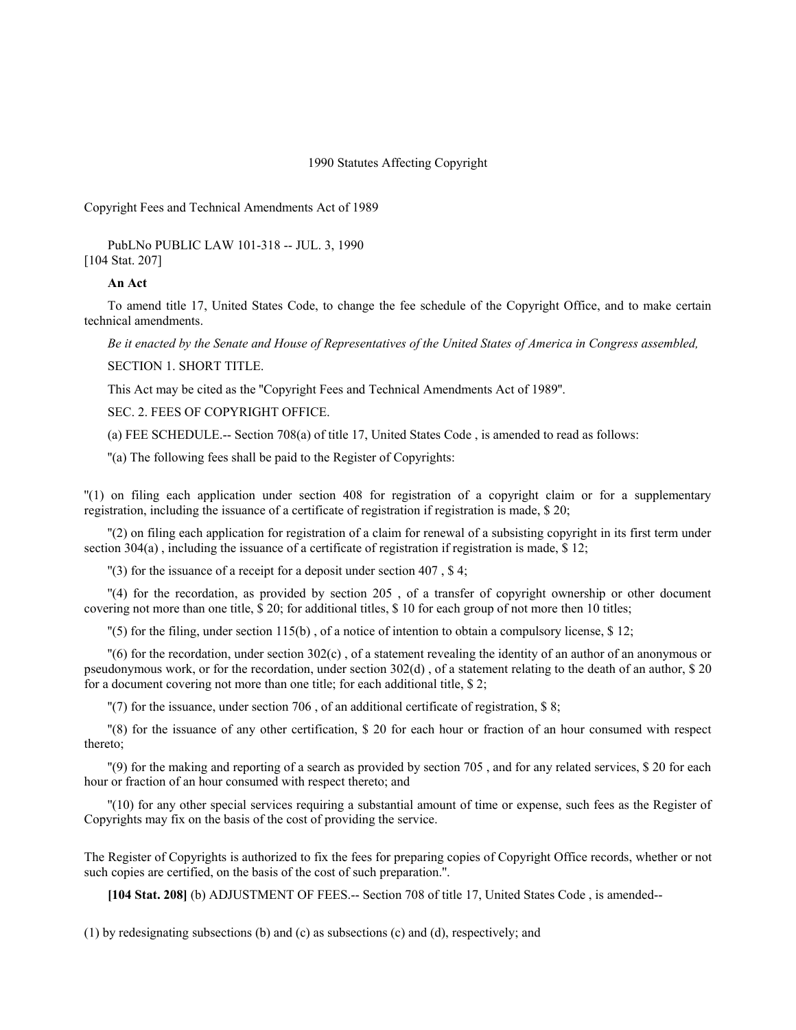1990 Statutes Affecting Copyright

Copyright Fees and Technical Amendments Act of 1989

PubLNo PUBLIC LAW 101-318 -- JUL. 3, 1990
[104 Stat. 207]

**An Act**

To amend title 17, United States Code, to change the fee schedule of the Copyright Office, and to make certain technical amendments.

*Be it enacted by the Senate and House of Representatives of the United States of America in Congress assembled,*

SECTION 1. SHORT TITLE.

This Act may be cited as the "Copyright Fees and Technical Amendments Act of 1989".

SEC. 2. FEES OF COPYRIGHT OFFICE.

(a) FEE SCHEDULE.-- Section 708(a) of title 17, United States Code , is amended to read as follows:

"(a) The following fees shall be paid to the Register of Copyrights:

"(1) on filing each application under section 408 for registration of a copyright claim or for a supplementary registration, including the issuance of a certificate of registration if registration is made, $ 20;

"(2) on filing each application for registration of a claim for renewal of a subsisting copyright in its first term under section 304(a) , including the issuance of a certificate of registration if registration is made, $ 12;

"(3) for the issuance of a receipt for a deposit under section 407 , $ 4;

"(4) for the recordation, as provided by section 205 , of a transfer of copyright ownership or other document covering not more than one title, $ 20; for additional titles, $ 10 for each group of not more then 10 titles;

"(5) for the filing, under section 115(b) , of a notice of intention to obtain a compulsory license, $ 12;

"(6) for the recordation, under section 302(c) , of a statement revealing the identity of an author of an anonymous or pseudonymous work, or for the recordation, under section 302(d) , of a statement relating to the death of an author, $ 20 for a document covering not more than one title; for each additional title, $ 2;

"(7) for the issuance, under section 706 , of an additional certificate of registration, $ 8;

"(8) for the issuance of any other certification, $ 20 for each hour or fraction of an hour consumed with respect thereto;

"(9) for the making and reporting of a search as provided by section 705 , and for any related services, $ 20 for each hour or fraction of an hour consumed with respect thereto; and

"(10) for any other special services requiring a substantial amount of time or expense, such fees as the Register of Copyrights may fix on the basis of the cost of providing the service.

The Register of Copyrights is authorized to fix the fees for preparing copies of Copyright Office records, whether or not such copies are certified, on the basis of the cost of such preparation.".

**[104 Stat. 208]** (b) ADJUSTMENT OF FEES.-- Section 708 of title 17, United States Code , is amended--

(1) by redesignating subsections (b) and (c) as subsections (c) and (d), respectively; and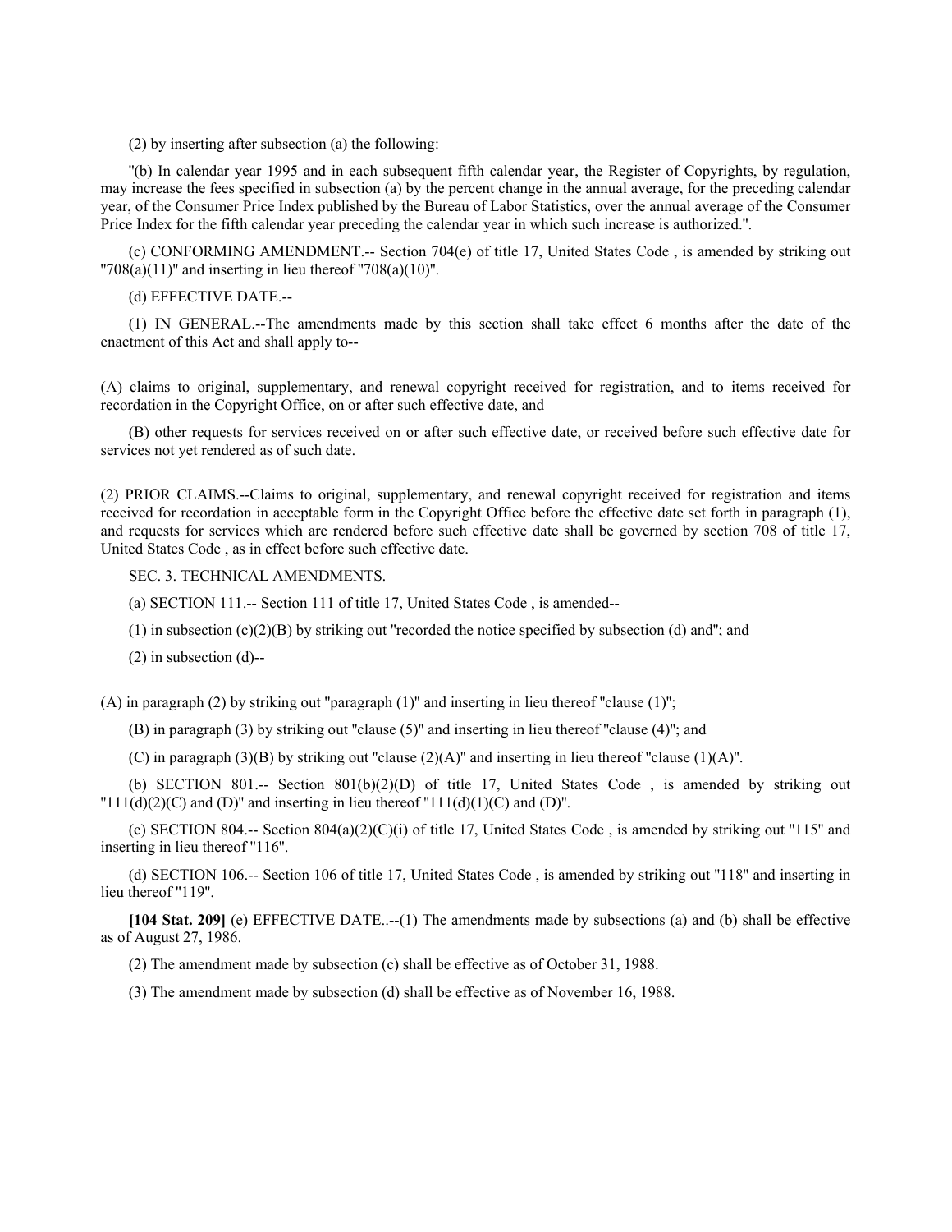(2) by inserting after subsection (a) the following:

"(b) In calendar year 1995 and in each subsequent fifth calendar year, the Register of Copyrights, by regulation, may increase the fees specified in subsection (a) by the percent change in the annual average, for the preceding calendar year, of the Consumer Price Index published by the Bureau of Labor Statistics, over the annual average of the Consumer Price Index for the fifth calendar year preceding the calendar year in which such increase is authorized.".

(c) CONFORMING AMENDMENT.-- Section 704(e) of title 17, United States Code , is amended by striking out "708(a)(11)" and inserting in lieu thereof "708(a)(10)".

(d) EFFECTIVE DATE.--

(1) IN GENERAL.--The amendments made by this section shall take effect 6 months after the date of the enactment of this Act and shall apply to--

(A) claims to original, supplementary, and renewal copyright received for registration, and to items received for recordation in the Copyright Office, on or after such effective date, and

(B) other requests for services received on or after such effective date, or received before such effective date for services not yet rendered as of such date.

(2) PRIOR CLAIMS.--Claims to original, supplementary, and renewal copyright received for registration and items received for recordation in acceptable form in the Copyright Office before the effective date set forth in paragraph (1), and requests for services which are rendered before such effective date shall be governed by section 708 of title 17, United States Code , as in effect before such effective date.

SEC. 3. TECHNICAL AMENDMENTS.

(a) SECTION 111.-- Section 111 of title 17, United States Code , is amended--

(1) in subsection (c)(2)(B) by striking out "recorded the notice specified by subsection (d) and"; and

(2) in subsection (d)--

(A) in paragraph (2) by striking out "paragraph (1)" and inserting in lieu thereof "clause (1)";

(B) in paragraph (3) by striking out "clause (5)" and inserting in lieu thereof "clause (4)"; and

(C) in paragraph (3)(B) by striking out "clause (2)(A)" and inserting in lieu thereof "clause (1)(A)".

(b) SECTION 801.-- Section 801(b)(2)(D) of title 17, United States Code , is amended by striking out "111(d)(2)(C) and (D)" and inserting in lieu thereof "111(d)(1)(C) and (D)".

(c) SECTION 804.-- Section 804(a)(2)(C)(i) of title 17, United States Code , is amended by striking out "115" and inserting in lieu thereof "116".

(d) SECTION 106.-- Section 106 of title 17, United States Code , is amended by striking out "118" and inserting in lieu thereof "119".

**[104 Stat. 209]** (e) EFFECTIVE DATE..--(1) The amendments made by subsections (a) and (b) shall be effective as of August 27, 1986.

(2) The amendment made by subsection (c) shall be effective as of October 31, 1988.

(3) The amendment made by subsection (d) shall be effective as of November 16, 1988.